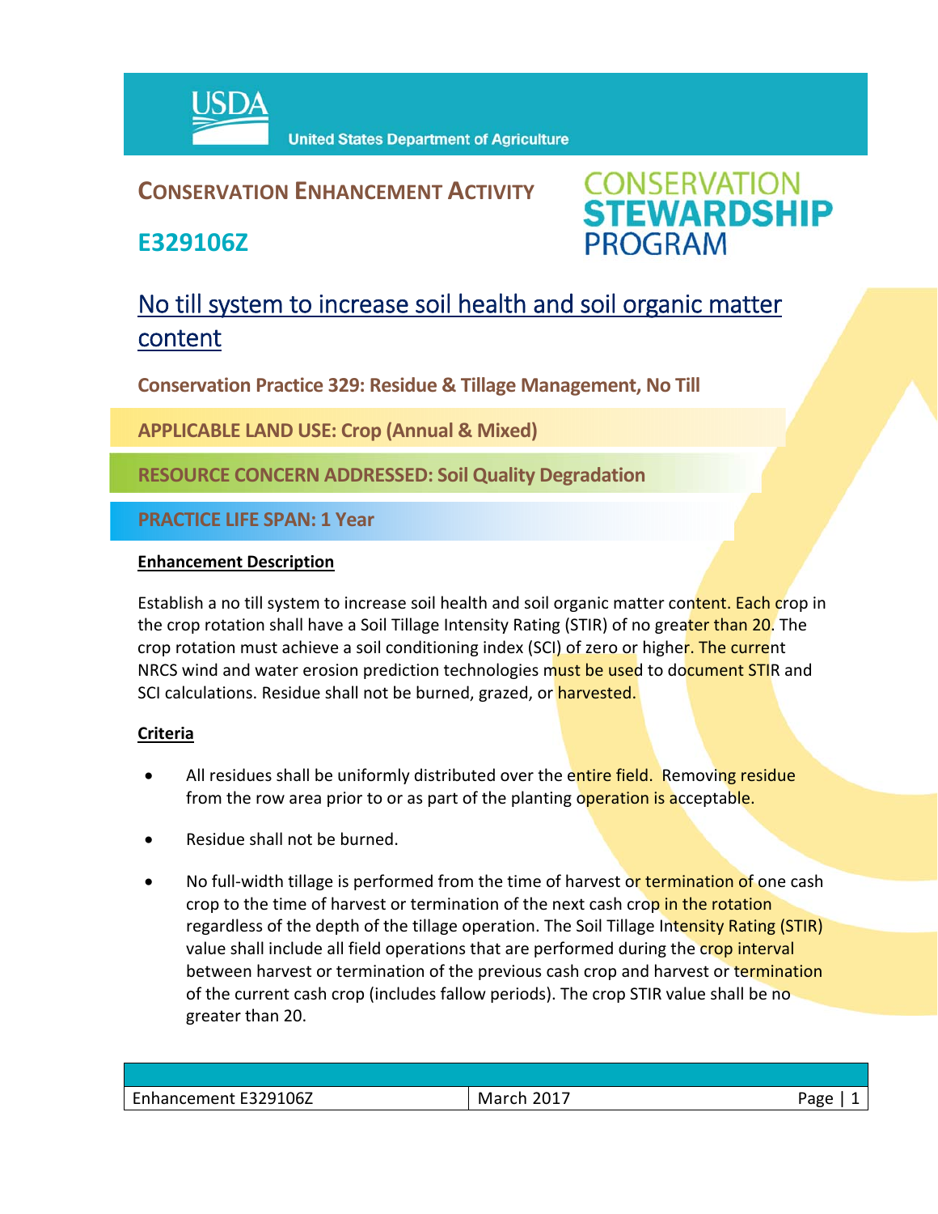USDA United States Department of Agriculture

# CONSERVATION ENHANCEMENT ACTIVITY

# E329106Z

CONSERVATION STEWARDSHIP PROGRAM

## No till system to increase soil health and soil organic matter content

**Conservation Practice 329: Residue & Tillage Management, No Till**

**APPLICABLE LAND USE: Crop (Annual & Mixed)**

**RESOURCE CONCERN ADDRESSED: Soil Quality Degradation**

**PRACTICE LIFE SPAN: 1 Year**

### Enhancement Description

Establish a no till system to increase soil health and soil organic matter content. Each crop in the crop rotation shall have a Soil Tillage Intensity Rating (STIR) of no greater than 20. The crop rotation must achieve a soil conditioning index (SCI) of zero or higher. The current NRCS wind and water erosion prediction technologies must be used to document STIR and SCI calculations. Residue shall not be burned, grazed, or harvested.

### Criteria

- All residues shall be uniformly distributed over the entire field. Removing residue from the row area prior to or as part of the planting operation is acceptable.
- Residue shall not be burned.
- No full-width tillage is performed from the time of harvest or termination of one cash crop to the time of harvest or termination of the next cash crop in the rotation regardless of the depth of the tillage operation. The Soil Tillage Intensity Rating (STIR) value shall include all field operations that are performed during the crop interval between harvest or termination of the previous cash crop and harvest or termination of the current cash crop (includes fallow periods). The crop STIR value shall be no greater than 20.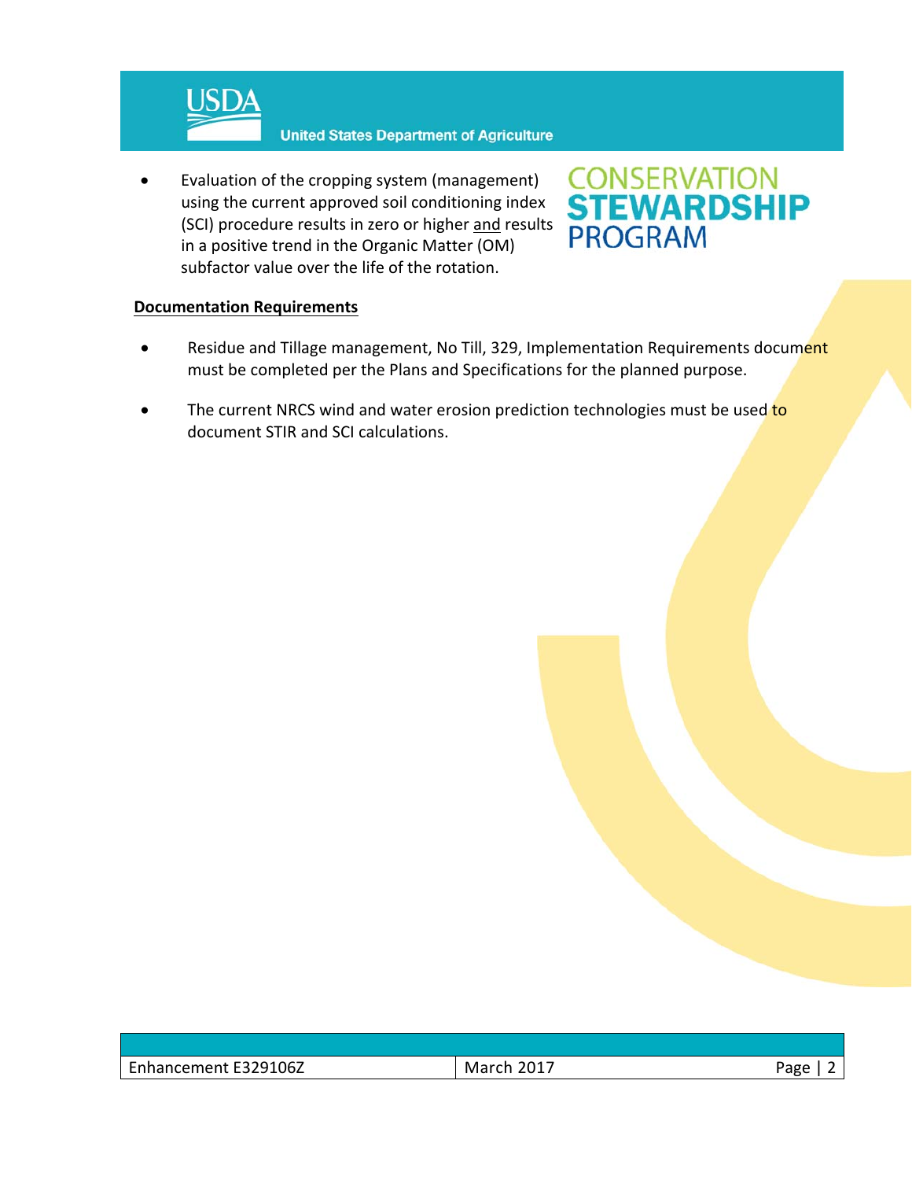- Evaluation of the cropping system (management) using the current approved soil conditioning index (SCI) procedure results in zero or higher and results in a positive trend in the Organic Matter (OM) subfactor value over the life of the rotation.

## Documentation Requirements

- Residue and Tillage management, No Till, 329, Implementation Requirements document must be completed per the Plans and Specifications for the planned purpose.
- The current NRCS wind and water erosion prediction technologies must be used to document STIR and SCI calculations.